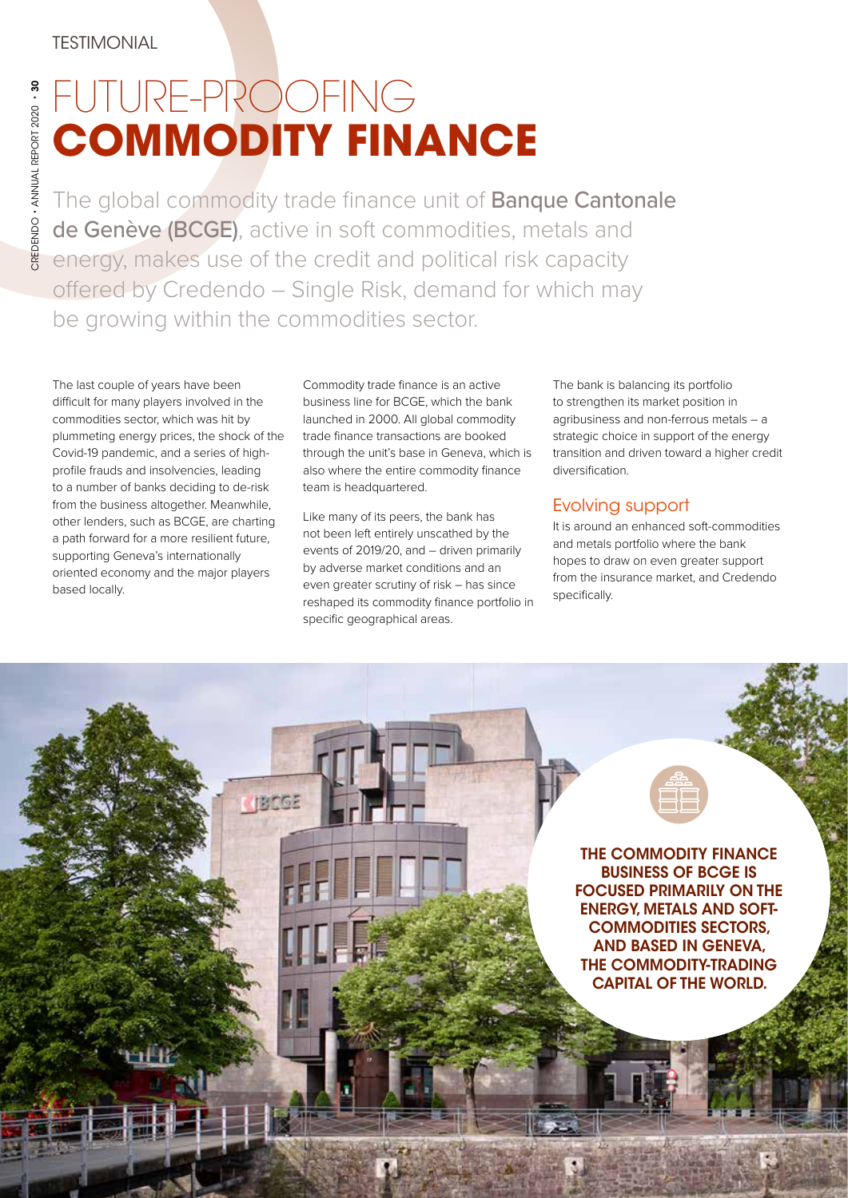TESTIMONIAL

# FUTURE-PROOFING **COMMODITY FINANCE**

The global commodity trade finance unit of **Banque Cantonale de Genève (BCGE)**, active in soft commodities, metals and energy, makes use of the credit and political risk capacity offered by Credendo – Single Risk, demand for which may be growing within the commodities sector.

The last couple of years have been difficult for many players involved in the commodities sector, which was hit by plummeting energy prices, the shock of the Covid-19 pandemic, and a series of high-profile frauds and insolvencies, leading to a number of banks deciding to de-risk from the business altogether. Meanwhile, other lenders, such as BCGE, are charting a path forward for a more resilient future, supporting Geneva's internationally oriented economy and the major players based locally.

Commodity trade finance is an active business line for BCGE, which the bank launched in 2000. All global commodity trade finance transactions are booked through the unit's base in Geneva, which is also where the entire commodity finance team is headquartered.

Like many of its peers, the bank has not been left entirely unscathed by the events of 2019/20, and – driven primarily by adverse market conditions and an even greater scrutiny of risk – has since reshaped its commodity finance portfolio in specific geographical areas.

The bank is balancing its portfolio to strengthen its market position in agribusiness and non-ferrous metals – a strategic choice in support of the energy transition and driven toward a higher credit diversification.

## Evolving support

It is around an enhanced soft-commodities and metals portfolio where the bank hopes to draw on even greater support from the insurance market, and Credendo specifically.

**THE COMMODITY FINANCE BUSINESS OF BCGE IS FOCUSED PRIMARILY ON THE ENERGY, METALS AND SOFT-COMMODITIES SECTORS, AND BASED IN GENEVA, THE COMMODITY-TRADING CAPITAL OF THE WORLD.**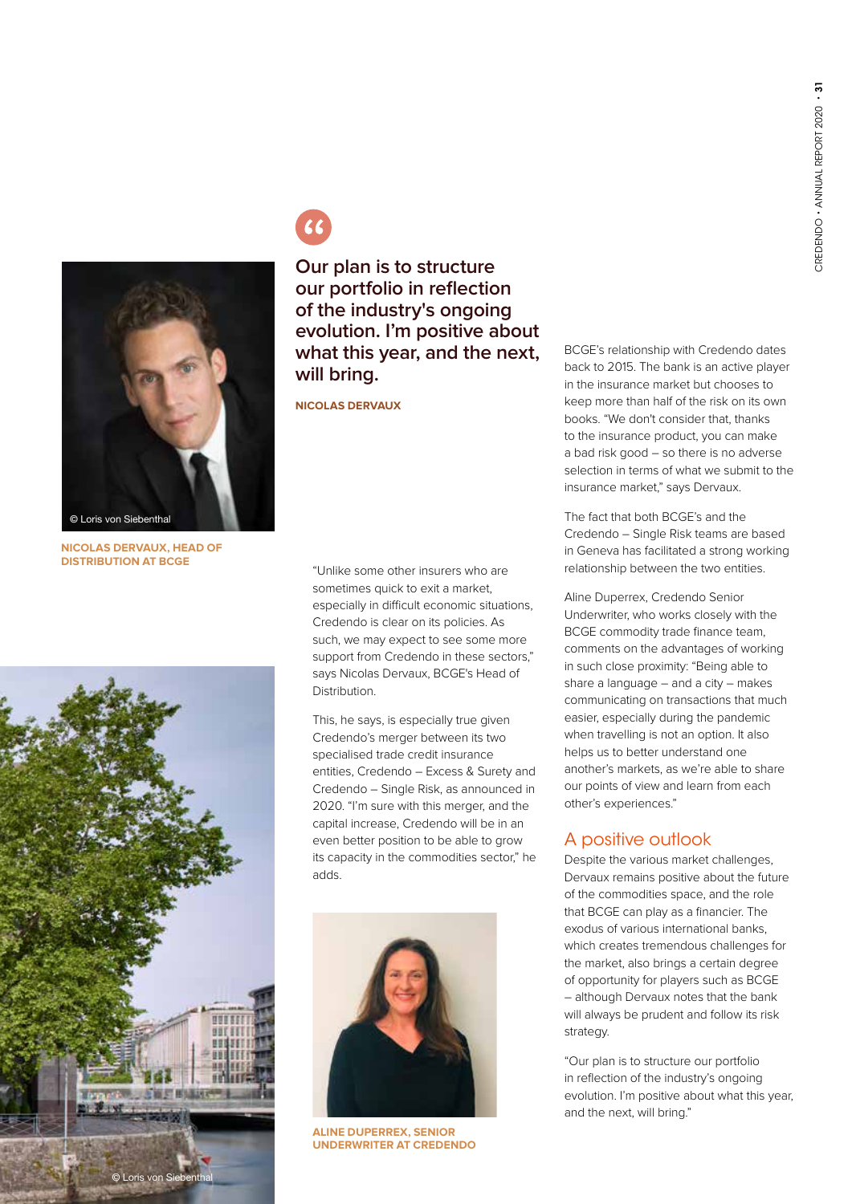> Our plan is to structure our portfolio in reflection of the industry's ongoing evolution. I'm positive about what this year, and the next, will bring.
>
> **NICOLAS DERVAUX**

© Loris von Siebenthal

**NICOLAS DERVAUX, HEAD OF DISTRIBUTION AT BCGE**

"Unlike some other insurers who are sometimes quick to exit a market, especially in difficult economic situations, Credendo is clear on its policies. As such, we may expect to see some more support from Credendo in these sectors," says Nicolas Dervaux, BCGE's Head of Distribution.

This, he says, is especially true given Credendo's merger between its two specialised trade credit insurance entities, Credendo – Excess & Surety and Credendo – Single Risk, as announced in 2020. "I'm sure with this merger, and the capital increase, Credendo will be in an even better position to be able to grow its capacity in the commodities sector," he adds.

**ALINE DUPERREX, SENIOR UNDERWRITER AT CREDENDO**

BCGE's relationship with Credendo dates back to 2015. The bank is an active player in the insurance market but chooses to keep more than half of the risk on its own books. "We don't consider that, thanks to the insurance product, you can make a bad risk good – so there is no adverse selection in terms of what we submit to the insurance market," says Dervaux.

The fact that both BCGE's and the Credendo – Single Risk teams are based in Geneva has facilitated a strong working relationship between the two entities.

Aline Duperrex, Credendo Senior Underwriter, who works closely with the BCGE commodity trade finance team, comments on the advantages of working in such close proximity: "Being able to share a language – and a city – makes communicating on transactions that much easier, especially during the pandemic when travelling is not an option. It also helps us to better understand one another's markets, as we're able to share our points of view and learn from each other's experiences."

## A positive outlook

Despite the various market challenges, Dervaux remains positive about the future of the commodities space, and the role that BCGE can play as a financier. The exodus of various international banks, which creates tremendous challenges for the market, also brings a certain degree of opportunity for players such as BCGE – although Dervaux notes that the bank will always be prudent and follow its risk strategy.

"Our plan is to structure our portfolio in reflection of the industry's ongoing evolution. I'm positive about what this year, and the next, will bring."

© Loris von Siebenthal